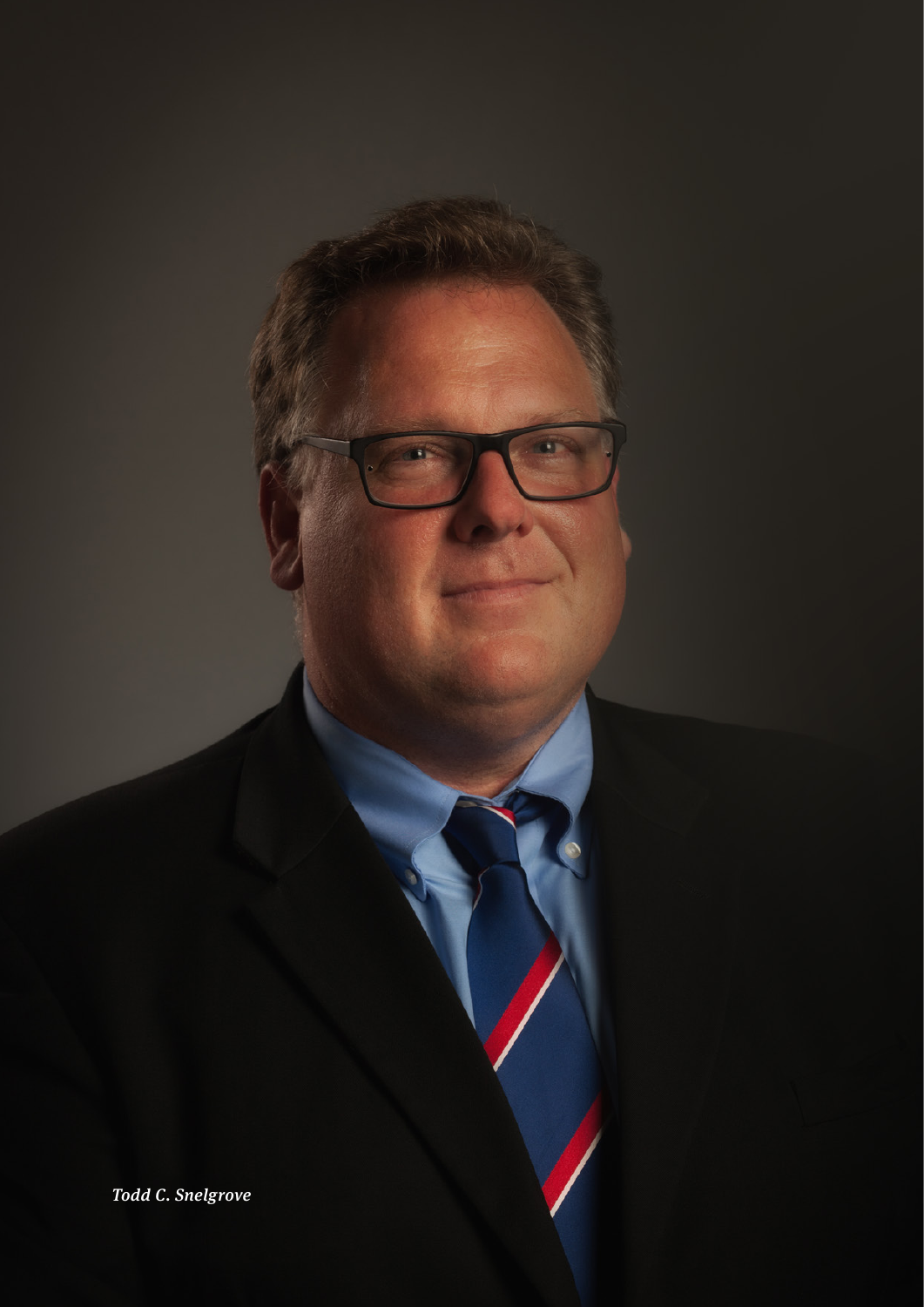*Todd C. Snelgrove*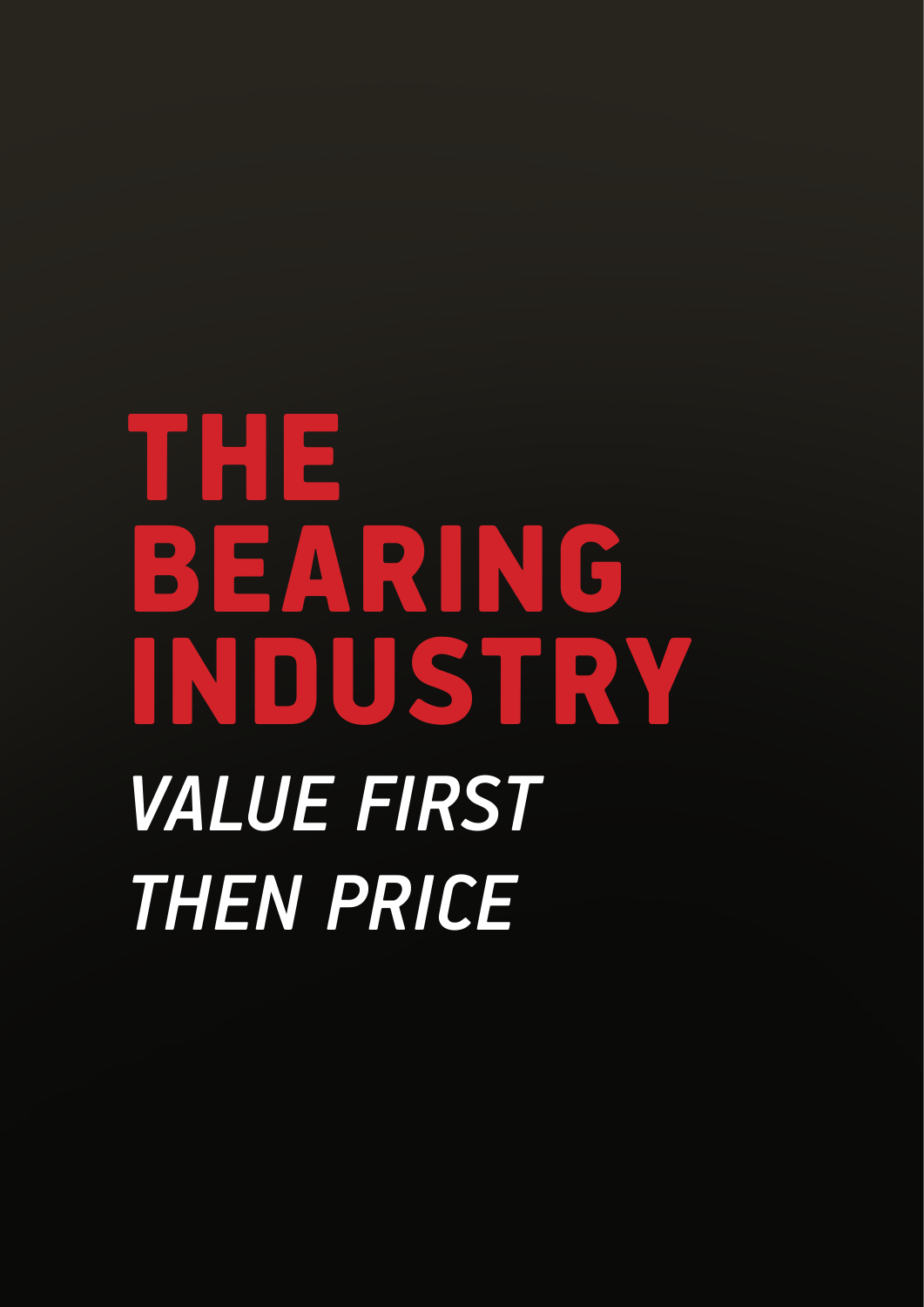# THE BEARING INDUSTRY

*VALUE FIRST THEN PRICE*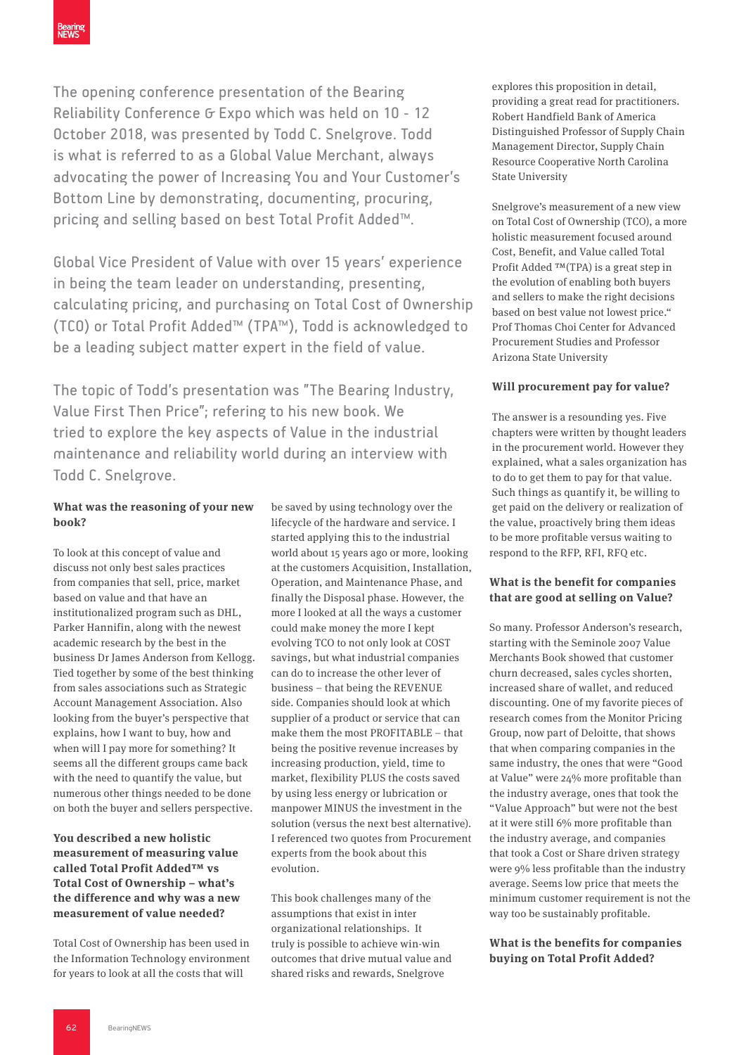The opening conference presentation of the Bearing Reliability Conference & Expo which was held on 10 - 12 October 2018, was presented by Todd C. Snelgrove. Todd is what is referred to as a Global Value Merchant, always advocating the power of Increasing You and Your Customer's Bottom Line by demonstrating, documenting, procuring, pricing and selling based on best Total Profit Added™.

Global Vice President of Value with over 15 years' experience in being the team leader on understanding, presenting, calculating pricing, and purchasing on Total Cost of Ownership (TCO) or Total Profit Added™ (TPA™), Todd is acknowledged to be a leading subject matter expert in the field of value.

The topic of Todd's presentation was "The Bearing Industry, Value First Then Price"; refering to his new book. We tried to explore the key aspects of Value in the industrial maintenance and reliability world during an interview with Todd C. Snelgrove.

**What was the reasoning of your new book?**

To look at this concept of value and discuss not only best sales practices from companies that sell, price, market based on value and that have an institutionalized program such as DHL, Parker Hannifin, along with the newest academic research by the best in the business Dr James Anderson from Kellogg. Tied together by some of the best thinking from sales associations such as Strategic Account Management Association. Also looking from the buyer's perspective that explains, how I want to buy, how and when will I pay more for something? It seems all the different groups came back with the need to quantify the value, but numerous other things needed to be done on both the buyer and sellers perspective.

**You described a new holistic measurement of measuring value called Total Profit Added™ vs Total Cost of Ownership – what's the difference and why was a new measurement of value needed?**

Total Cost of Ownership has been used in the Information Technology environment for years to look at all the costs that will be saved by using technology over the lifecycle of the hardware and service. I started applying this to the industrial world about 15 years ago or more, looking at the customers Acquisition, Installation, Operation, and Maintenance Phase, and finally the Disposal phase. However, the more I looked at all the ways a customer could make money the more I kept evolving TCO to not only look at COST savings, but what industrial companies can do to increase the other lever of business – that being the REVENUE side. Companies should look at which supplier of a product or service that can make them the most PROFITABLE – that being the positive revenue increases by increasing production, yield, time to market, flexibility PLUS the costs saved by using less energy or lubrication or manpower MINUS the investment in the solution (versus the next best alternative). I referenced two quotes from Procurement experts from the book about this evolution.

This book challenges many of the assumptions that exist in inter organizational relationships. It truly is possible to achieve win-win outcomes that drive mutual value and shared risks and rewards, Snelgrove explores this proposition in detail, providing a great read for practitioners. Robert Handfield Bank of America Distinguished Professor of Supply Chain Management Director, Supply Chain Resource Cooperative North Carolina State University

Snelgrove's measurement of a new view on Total Cost of Ownership (TCO), a more holistic measurement focused around Cost, Benefit, and Value called Total Profit Added ™(TPA) is a great step in the evolution of enabling both buyers and sellers to make the right decisions based on best value not lowest price." Prof Thomas Choi Center for Advanced Procurement Studies and Professor Arizona State University

**Will procurement pay for value?**

The answer is a resounding yes. Five chapters were written by thought leaders in the procurement world. However they explained, what a sales organization has to do to get them to pay for that value. Such things as quantify it, be willing to get paid on the delivery or realization of the value, proactively bring them ideas to be more profitable versus waiting to respond to the RFP, RFI, RFQ etc.

**What is the benefit for companies that are good at selling on Value?**

So many. Professor Anderson's research, starting with the Seminole 2007 Value Merchants Book showed that customer churn decreased, sales cycles shorten, increased share of wallet, and reduced discounting. One of my favorite pieces of research comes from the Monitor Pricing Group, now part of Deloitte, that shows that when comparing companies in the same industry, the ones that were "Good at Value" were 24% more profitable than the industry average, ones that took the "Value Approach" but were not the best at it were still 6% more profitable than the industry average, and companies that took a Cost or Share driven strategy were 9% less profitable than the industry average. Seems low price that meets the minimum customer requirement is not the way too be sustainably profitable.

**What is the benefits for companies buying on Total Profit Added?**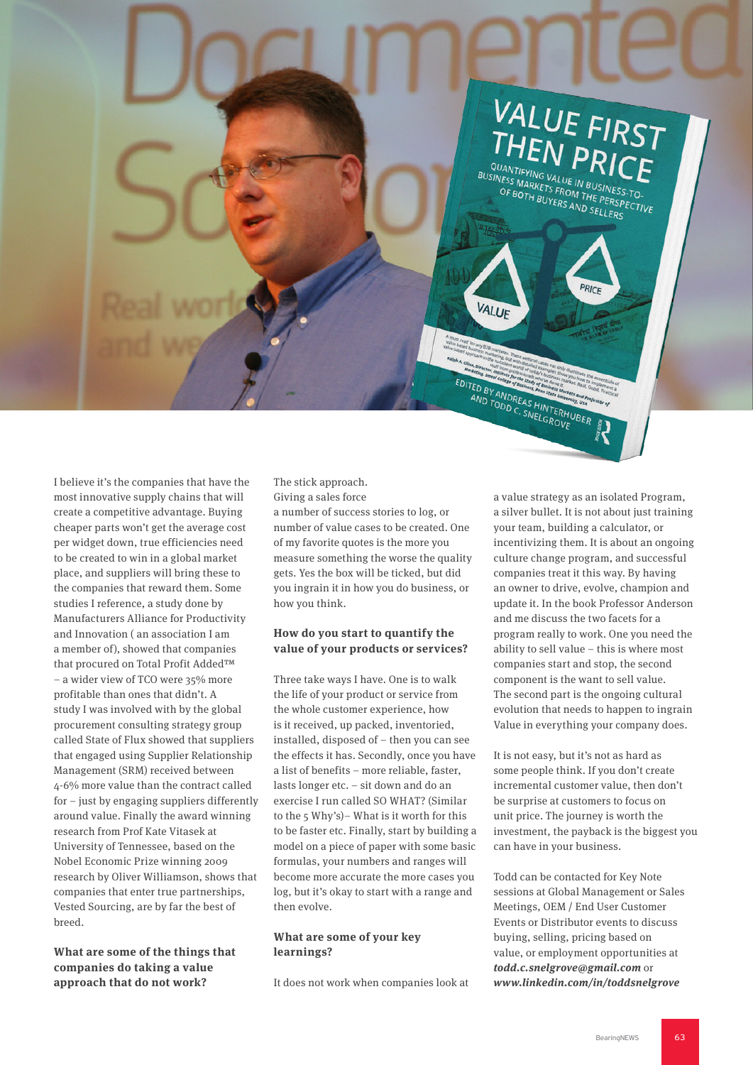I believe it's the companies that have the most innovative supply chains that will create a competitive advantage. Buying cheaper parts won't get the average cost per widget down, true efficiencies need to be created to win in a global market place, and suppliers will bring these to the companies that reward them. Some studies I reference, a study done by Manufacturers Alliance for Productivity and Innovation ( an association I am a member of), showed that companies that procured on Total Profit Added™ – a wider view of TCO were 35% more profitable than ones that didn't. A study I was involved with by the global procurement consulting strategy group called State of Flux showed that suppliers that engaged using Supplier Relationship Management (SRM) received between 4-6% more value than the contract called for – just by engaging suppliers differently around value. Finally the award winning research from Prof Kate Vitasek at University of Tennessee, based on the Nobel Economic Prize winning 2009 research by Oliver Williamson, shows that companies that enter true partnerships, Vested Sourcing, are by far the best of breed.

**What are some of the things that companies do taking a value approach that do not work?**

The stick approach.
Giving a sales force
a number of success stories to log, or number of value cases to be created. One of my favorite quotes is the more you measure something the worse the quality gets. Yes the box will be ticked, but did you ingrain it in how you do business, or how you think.

**How do you start to quantify the value of your products or services?**

Three take ways I have. One is to walk the life of your product or service from the whole customer experience, how is it received, up packed, inventoried, installed, disposed of – then you can see the effects it has. Secondly, once you have a list of benefits – more reliable, faster, lasts longer etc. – sit down and do an exercise I run called SO WHAT? (Similar to the 5 Why's)– What is it worth for this to be faster etc. Finally, start by building a model on a piece of paper with some basic formulas, your numbers and ranges will become more accurate the more cases you log, but it's okay to start with a range and then evolve.

**What are some of your key learnings?**

It does not work when companies look at a value strategy as an isolated Program, a silver bullet. It is not about just training your team, building a calculator, or incentivizing them. It is about an ongoing culture change program, and successful companies treat it this way. By having an owner to drive, evolve, champion and update it. In the book Professor Anderson and me discuss the two facets for a program really to work. One you need the ability to sell value – this is where most companies start and stop, the second component is the want to sell value. The second part is the ongoing cultural evolution that needs to happen to ingrain Value in everything your company does.

It is not easy, but it's not as hard as some people think. If you don't create incremental customer value, then don't be surprise at customers to focus on unit price. The journey is worth the investment, the payback is the biggest you can have in your business.

Todd can be contacted for Key Note sessions at Global Management or Sales Meetings, OEM / End User Customer Events or Distributor events to discuss buying, selling, pricing based on value, or employment opportunities at ***todd.c.snelgrove@gmail.com*** or ***www.linkedin.com/in/toddsnelgrove***